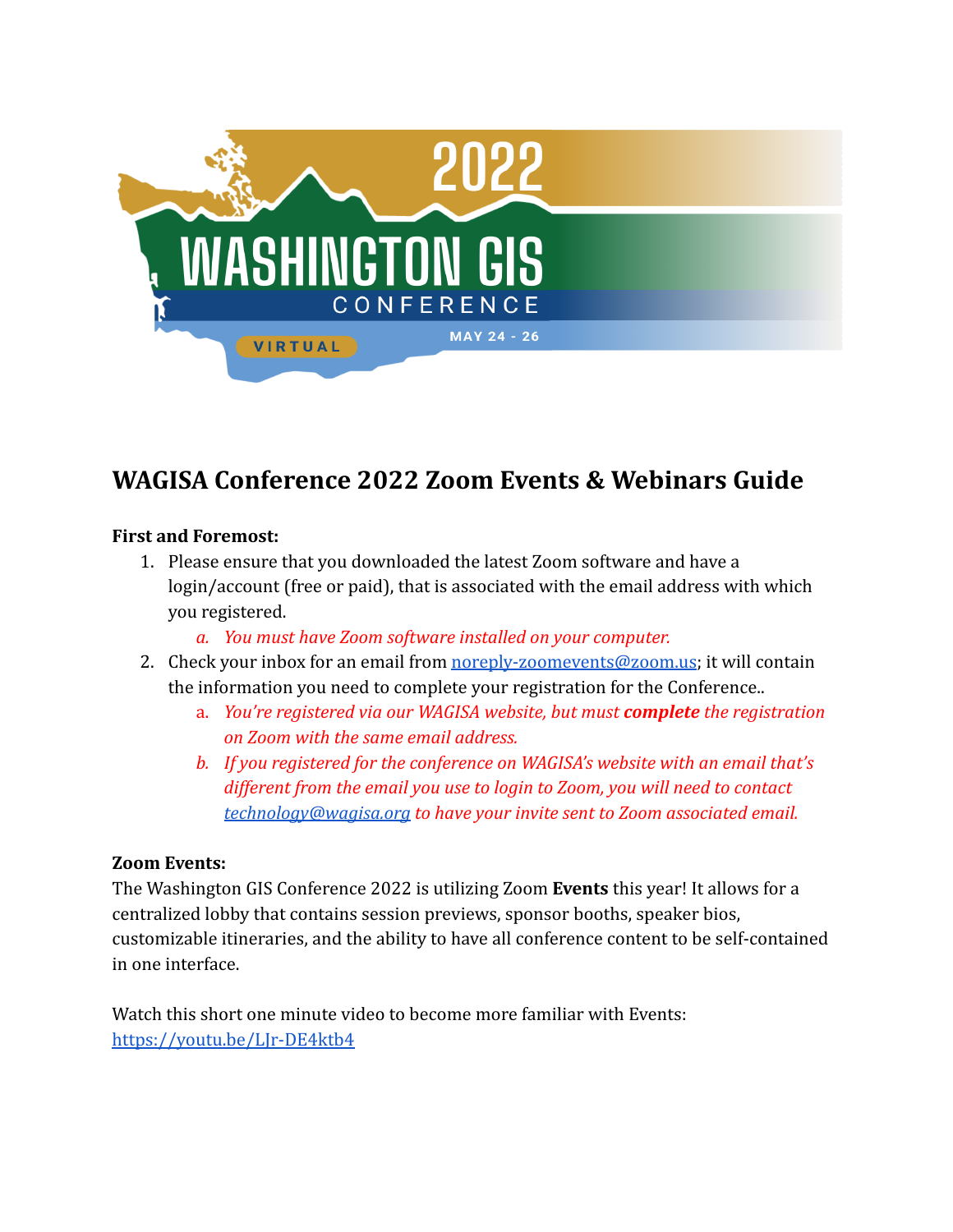# WAGISA Conference 2022 Zoom Events & Webinars Guide

**First and Foremost:**

1. Please ensure that you downloaded the latest Zoom software and have a login/account (free or paid), that is associated with the email address with which you registered.
   a. *You must have Zoom software installed on your computer.*
2. Check your inbox for an email from [noreply-zoomevents@zoom.us](mailto:noreply-zoomevents@zoom.us); it will contain the information you need to complete your registration for the Conference..
   a. *You're registered via our WAGISA website, but must **complete** the registration on Zoom with the same email address.*
   b. *If you registered for the conference on WAGISA's website with an email that's different from the email you use to login to Zoom, you will need to contact [technology@wagisa.org](mailto:technology@wagisa.org) to have your invite sent to Zoom associated email.*

**Zoom Events:**

The Washington GIS Conference 2022 is utilizing Zoom **Events** this year! It allows for a centralized lobby that contains session previews, sponsor booths, speaker bios, customizable itineraries, and the ability to have all conference content to be self-contained in one interface.

Watch this short one minute video to become more familiar with Events:
[https://youtu.be/LJr-DE4ktb4](https://youtu.be/LJr-DE4ktb4)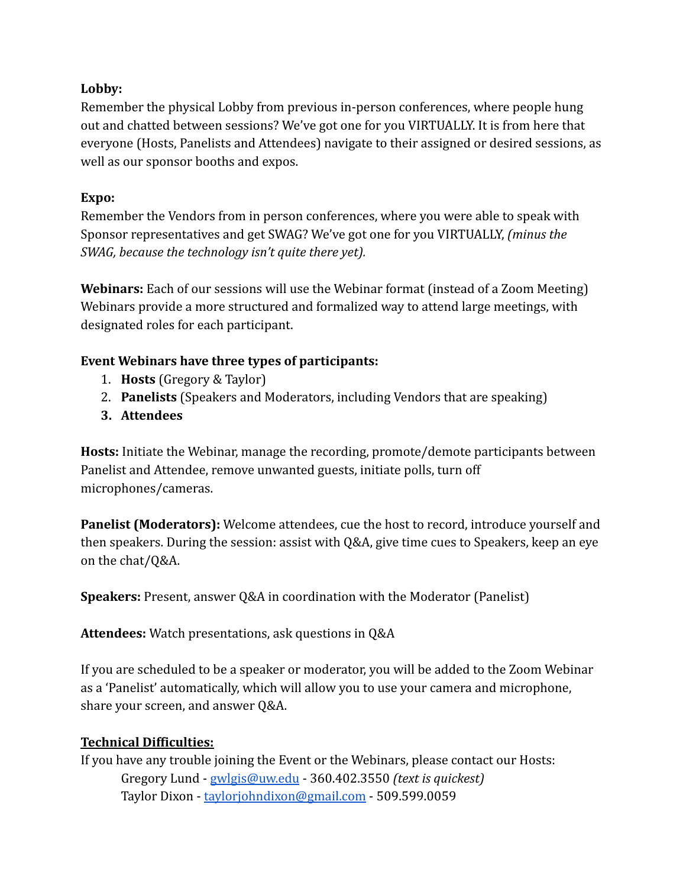**Lobby:**
Remember the physical Lobby from previous in-person conferences, where people hung out and chatted between sessions? We've got one for you VIRTUALLY. It is from here that everyone (Hosts, Panelists and Attendees) navigate to their assigned or desired sessions, as well as our sponsor booths and expos.

**Expo:**
Remember the Vendors from in person conferences, where you were able to speak with Sponsor representatives and get SWAG? We've got one for you VIRTUALLY, *(minus the SWAG, because the technology isn't quite there yet).*

**Webinars:** Each of our sessions will use the Webinar format (instead of a Zoom Meeting) Webinars provide a more structured and formalized way to attend large meetings, with designated roles for each participant.

**Event Webinars have three types of participants:**

1. **Hosts** (Gregory & Taylor)
2. **Panelists** (Speakers and Moderators, including Vendors that are speaking)
3. **Attendees**

**Hosts:** Initiate the Webinar, manage the recording, promote/demote participants between Panelist and Attendee, remove unwanted guests, initiate polls, turn off microphones/cameras.

**Panelist (Moderators):** Welcome attendees, cue the host to record, introduce yourself and then speakers. During the session: assist with Q&A, give time cues to Speakers, keep an eye on the chat/Q&A.

**Speakers:** Present, answer Q&A in coordination with the Moderator (Panelist)

**Attendees:** Watch presentations, ask questions in Q&A

If you are scheduled to be a speaker or moderator, you will be added to the Zoom Webinar as a 'Panelist' automatically, which will allow you to use your camera and microphone, share your screen, and answer Q&A.

**Technical Difficulties:**

If you have any trouble joining the Event or the Webinars, please contact our Hosts:

Gregory Lund - gwlgis@uw.edu - 360.402.3550 *(text is quickest)*
Taylor Dixon - taylorjohndixon@gmail.com - 509.599.0059